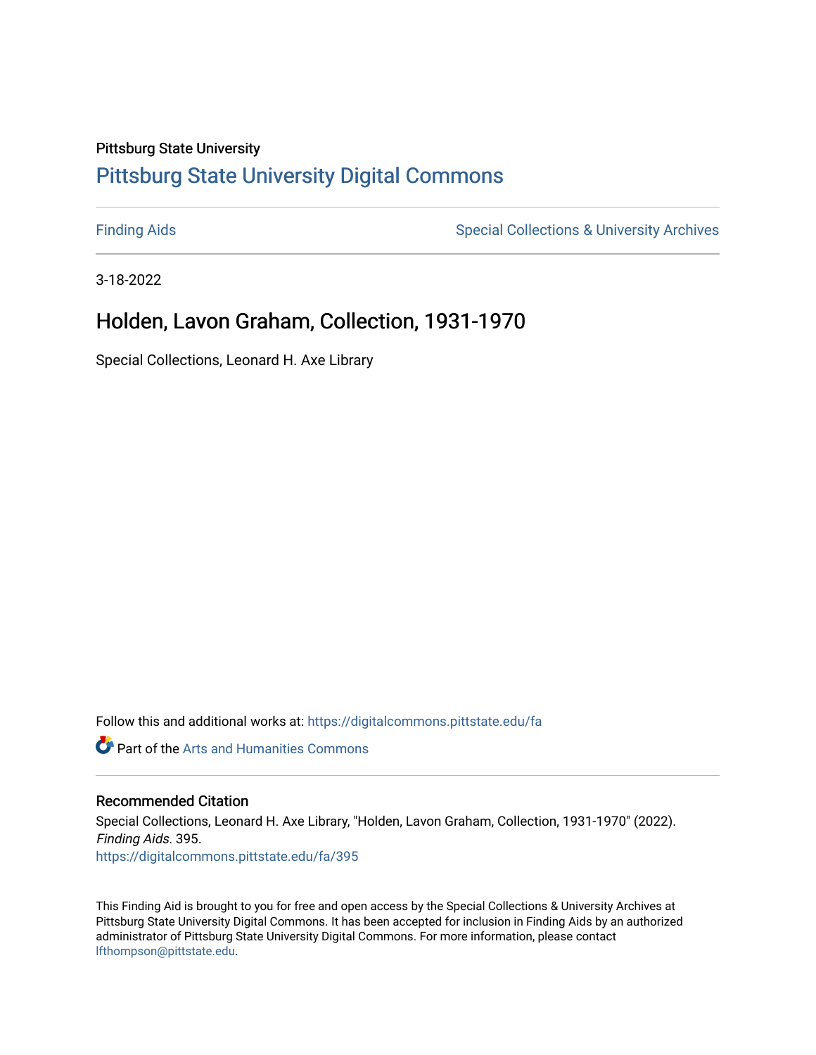Pittsburg State University

# Pittsburg State University Digital Commons

Finding Aids

Special Collections & University Archives

3-18-2022

## Holden, Lavon Graham, Collection, 1931-1970

Special Collections, Leonard H. Axe Library

Follow this and additional works at: https://digitalcommons.pittstate.edu/fa

Part of the Arts and Humanities Commons

### Recommended Citation

Special Collections, Leonard H. Axe Library, "Holden, Lavon Graham, Collection, 1931-1970" (2022). *Finding Aids*. 395.
https://digitalcommons.pittstate.edu/fa/395

This Finding Aid is brought to you for free and open access by the Special Collections & University Archives at Pittsburg State University Digital Commons. It has been accepted for inclusion in Finding Aids by an authorized administrator of Pittsburg State University Digital Commons. For more information, please contact lfthompson@pittstate.edu.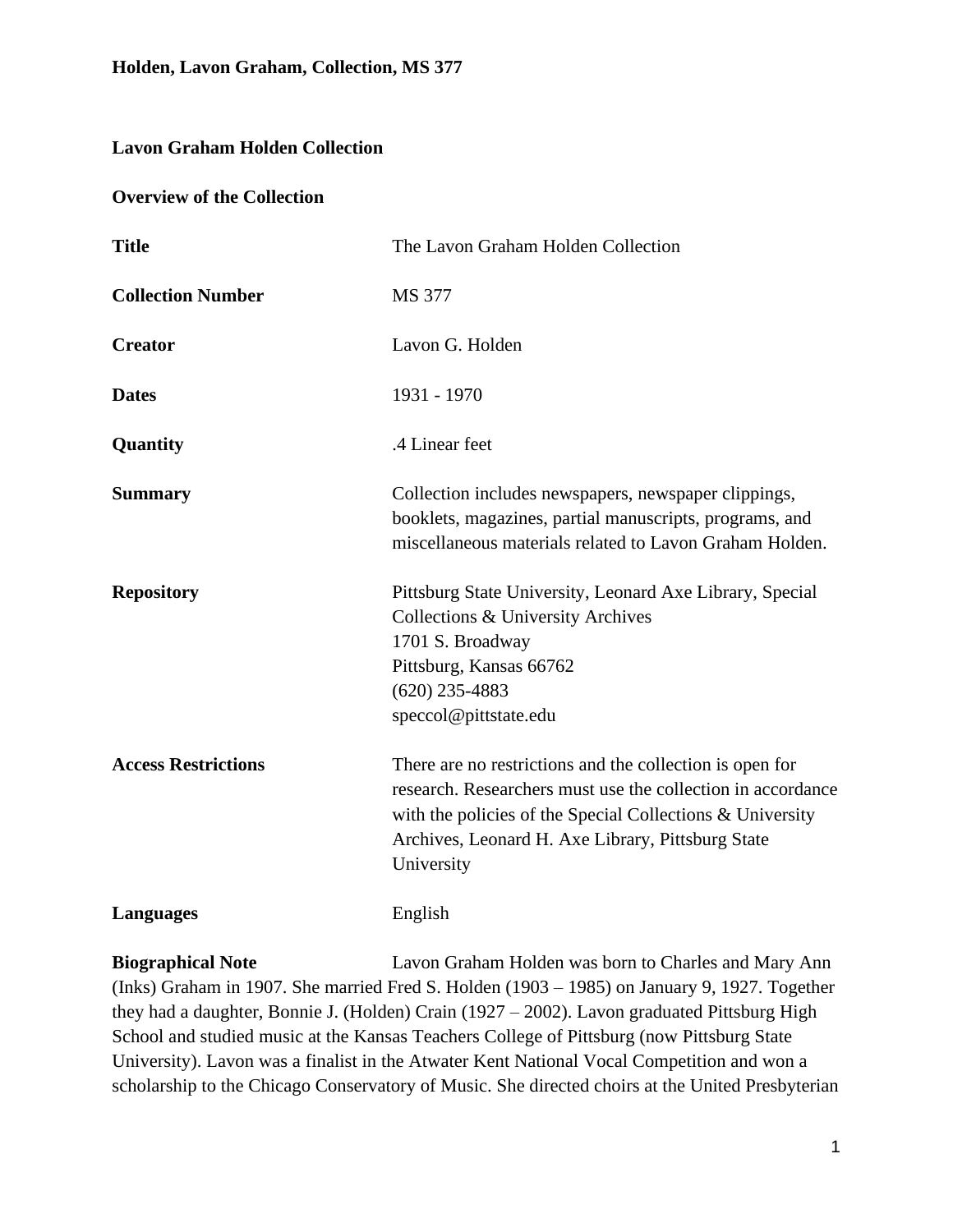**Lavon Graham Holden Collection**

**Overview of the Collection**

| | |
|---|---|
| **Title** | The Lavon Graham Holden Collection |
| **Collection Number** | MS 377 |
| **Creator** | Lavon G. Holden |
| **Dates** | 1931 - 1970 |
| **Quantity** | .4 Linear feet |
| **Summary** | Collection includes newspapers, newspaper clippings, booklets, magazines, partial manuscripts, programs, and miscellaneous materials related to Lavon Graham Holden. |
| **Repository** | Pittsburg State University, Leonard Axe Library, Special Collections & University Archives<br>1701 S. Broadway<br>Pittsburg, Kansas 66762<br>(620) 235-4883<br>speccol@pittstate.edu |
| **Access Restrictions** | There are no restrictions and the collection is open for research. Researchers must use the collection in accordance with the policies of the Special Collections & University Archives, Leonard H. Axe Library, Pittsburg State University |
| **Languages** | English |

**Biographical Note** Lavon Graham Holden was born to Charles and Mary Ann (Inks) Graham in 1907. She married Fred S. Holden (1903 – 1985) on January 9, 1927. Together they had a daughter, Bonnie J. (Holden) Crain (1927 – 2002). Lavon graduated Pittsburg High School and studied music at the Kansas Teachers College of Pittsburg (now Pittsburg State University). Lavon was a finalist in the Atwater Kent National Vocal Competition and won a scholarship to the Chicago Conservatory of Music. She directed choirs at the United Presbyterian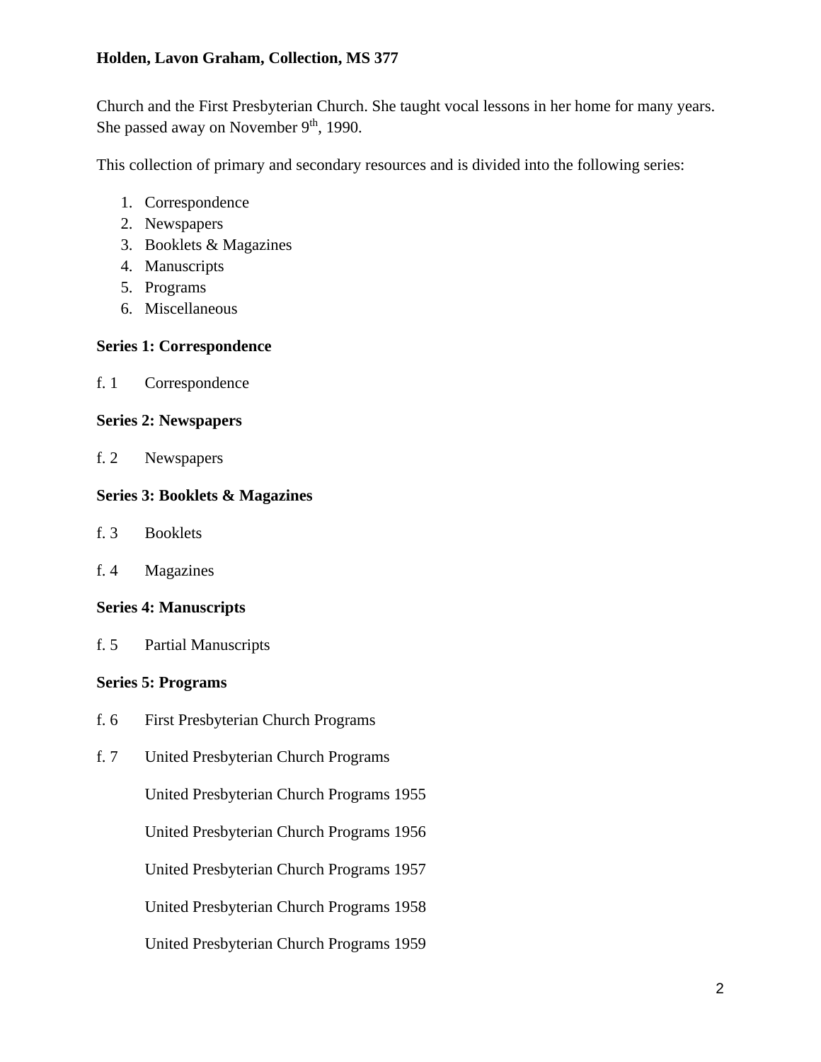Church and the First Presbyterian Church. She taught vocal lessons in her home for many years. She passed away on November 9th, 1990.

This collection of primary and secondary resources and is divided into the following series:

1. Correspondence
2. Newspapers
3. Booklets & Magazines
4. Manuscripts
5. Programs
6. Miscellaneous

**Series 1: Correspondence**

f. 1 Correspondence

**Series 2: Newspapers**

f. 2 Newspapers

**Series 3: Booklets & Magazines**

f. 3 Booklets

f. 4 Magazines

**Series 4: Manuscripts**

f. 5 Partial Manuscripts

**Series 5: Programs**

f. 6 First Presbyterian Church Programs

f. 7 United Presbyterian Church Programs

United Presbyterian Church Programs 1955

United Presbyterian Church Programs 1956

United Presbyterian Church Programs 1957

United Presbyterian Church Programs 1958

United Presbyterian Church Programs 1959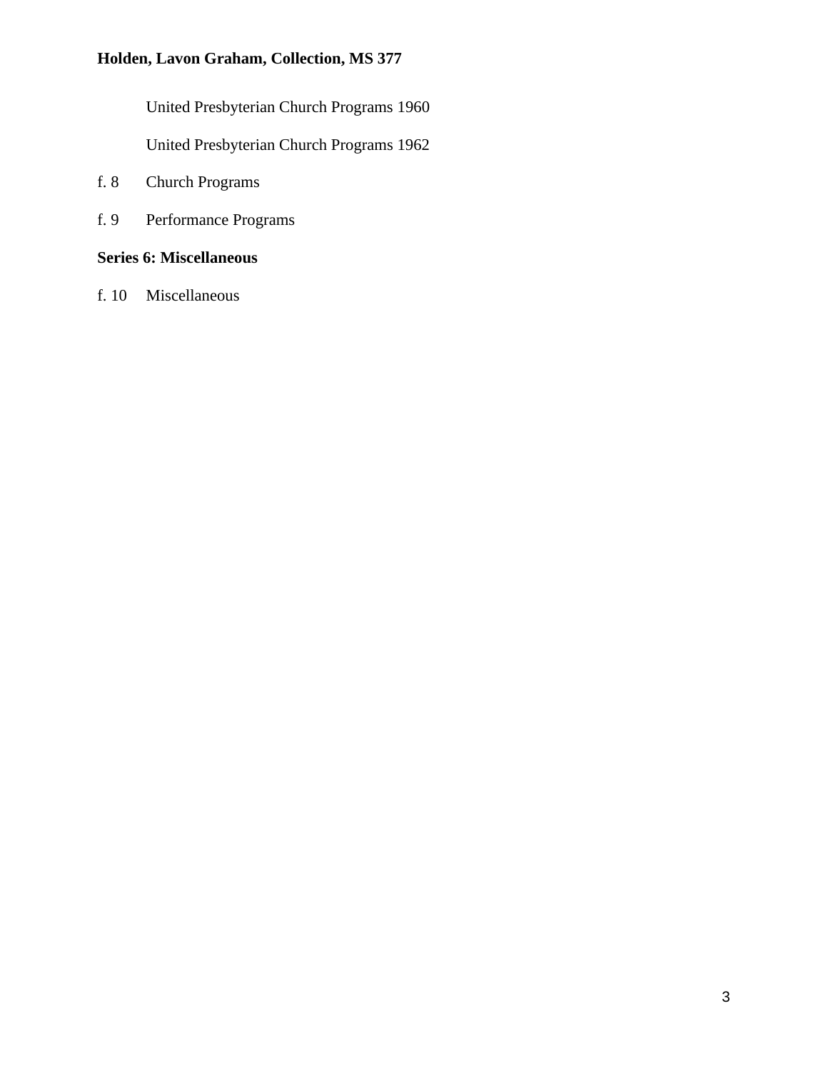United Presbyterian Church Programs 1960

United Presbyterian Church Programs 1962

f. 8 Church Programs

f. 9 Performance Programs

**Series 6: Miscellaneous**

f. 10 Miscellaneous